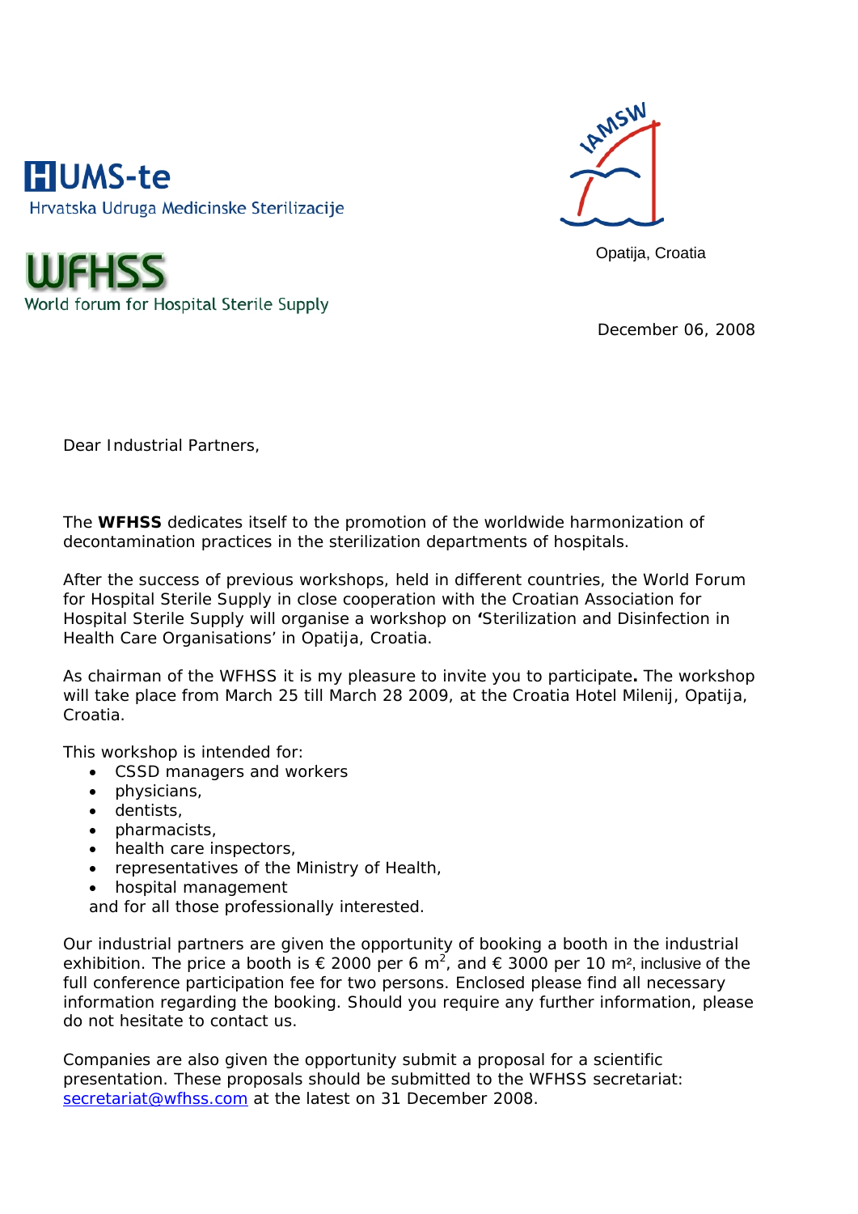HUMS-te

Hrvatska Udruga Medicinske Sterilizacije

WFHSS

World forum for Hospital Sterile Supply

IAMSW

Opatija, Croatia

December 06, 2008

Dear Industrial Partners,

The **WFHSS** dedicates itself to the promotion of the worldwide harmonization of decontamination practices in the sterilization departments of hospitals.

After the success of previous workshops, held in different countries, the World Forum for Hospital Sterile Supply in close cooperation with the Croatian Association for Hospital Sterile Supply will organise a workshop on **'**Sterilization and Disinfection in Health Care Organisations' in Opatija, Croatia.

As chairman of the WFHSS it is my pleasure to invite you to participate**.** The workshop will take place from March 25 till March 28 2009, at the Croatia Hotel Milenij, Opatija, Croatia.

This workshop is intended for:

- CSSD managers and workers
- physicians,
- dentists,
- pharmacists,
- health care inspectors,
- representatives of the Ministry of Health,
- hospital management

and for all those professionally interested.

Our industrial partners are given the opportunity of booking a booth in the industrial exhibition. The price a booth is € 2000 per 6 $m^2$, and € 3000 per 10 $m^2$, inclusive of the full conference participation fee for two persons. Enclosed please find all necessary information regarding the booking. Should you require any further information, please do not hesitate to contact us.

Companies are also given the opportunity submit a proposal for a scientific presentation. These proposals should be submitted to the WFHSS secretariat: secretariat@wfhss.com at the latest on 31 December 2008.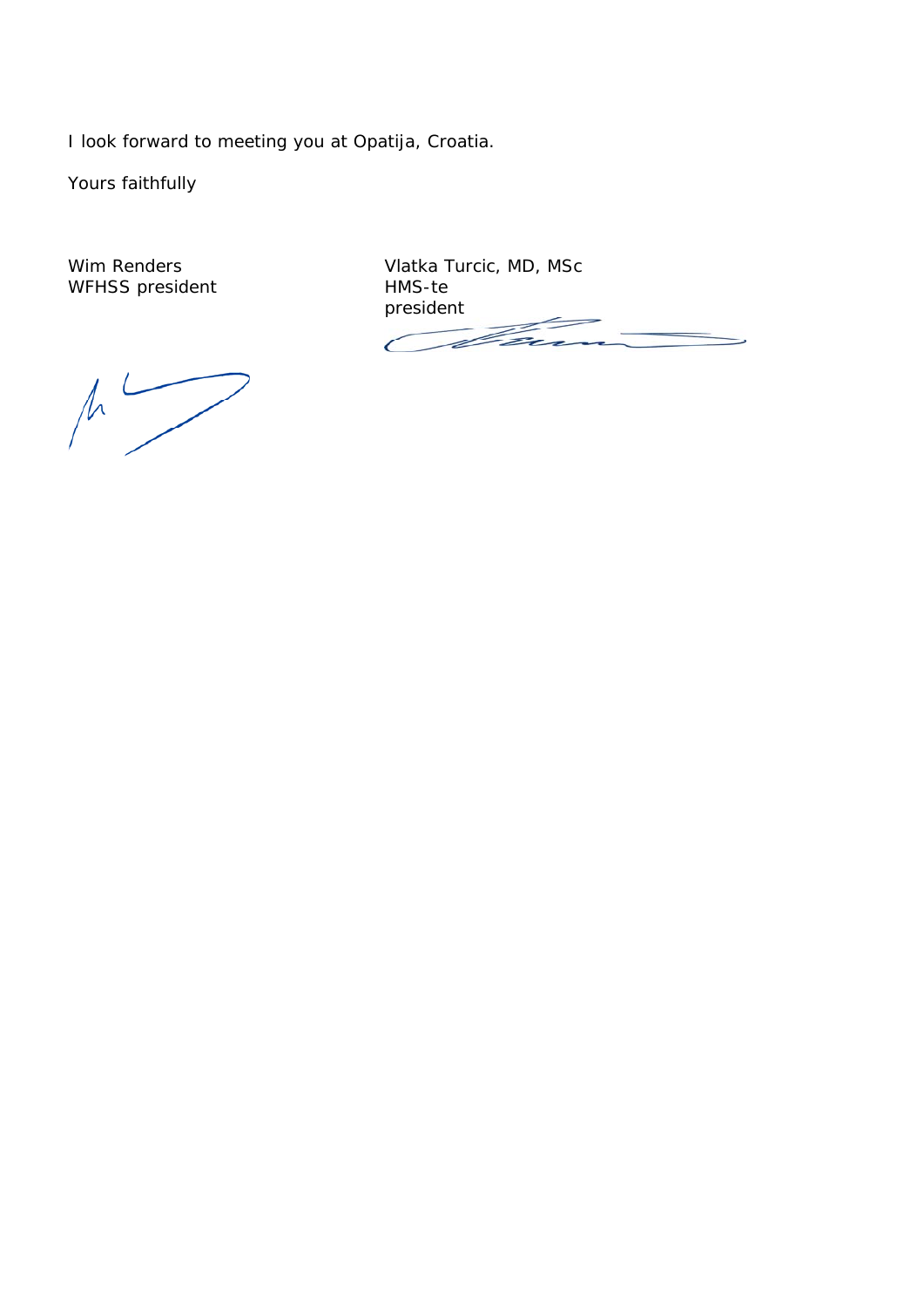I look forward to meeting you at Opatija, Croatia.

Yours faithfully

Wim Renders
WFHSS president

Vlatka Turcic, MD, MSc
HMS-te
president